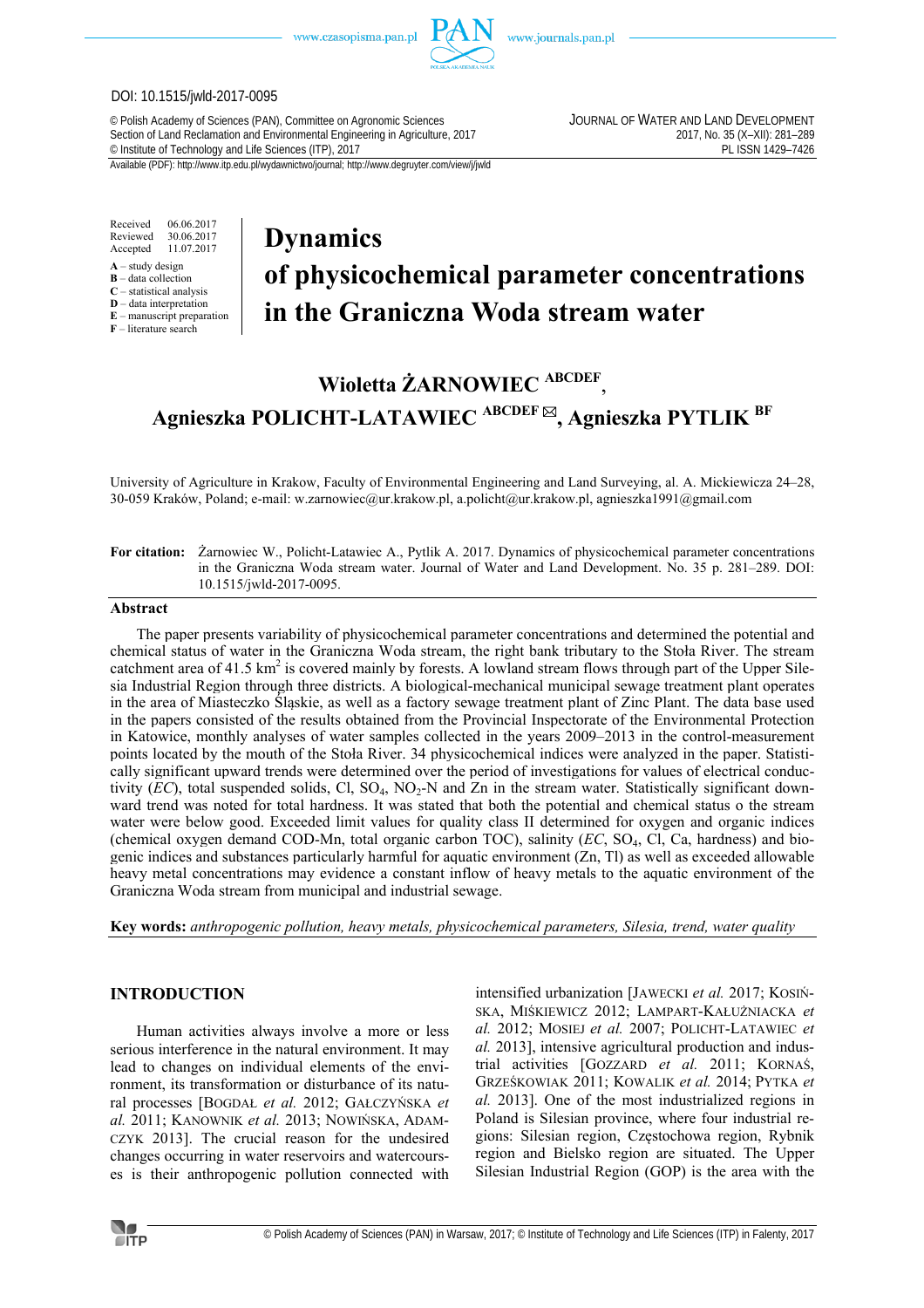DOI: 10.1515/jwld-2017-0095

© Polish Academy of Sciences (PAN), Committee on Agronomic Sciences
Section of Land Reclamation and Environmental Engineering in Agriculture, 2017
© Institute of Technology and Life Sciences (ITP), 2017

JOURNAL OF WATER AND LAND DEVELOPMENT
2017, No. 35 (X–XII): 281–289
PL ISSN 1429–7426

Available (PDF): http://www.itp.edu.pl/wydawnictwo/journal; http://www.degruyter.com/view/j/jwld

Received 06.06.2017
Reviewed 30.06.2017
Accepted 11.07.2017

**A** – study design
**B** – data collection
**C** – statistical analysis
**D** – data interpretation
**E** – manuscript preparation
**F** – literature search

# Dynamics of physicochemical parameter concentrations in the Graniczna Woda stream water

**Wioletta ŻARNOWIEC** ABCDEF**, Agnieszka POLICHT-LATAWIEC** ABCDEF ✉**, Agnieszka PYTLIK** BF

University of Agriculture in Krakow, Faculty of Environmental Engineering and Land Surveying, al. A. Mickiewicza 24–28, 30-059 Kraków, Poland; e-mail: w.zarnowiec@ur.krakow.pl, a.policht@ur.krakow.pl, agnieszka1991@gmail.com

**For citation:** Żarnowiec W., Policht-Latawiec A., Pytlik A. 2017. Dynamics of physicochemical parameter concentrations in the Graniczna Woda stream water. Journal of Water and Land Development. No. 35 p. 281–289. DOI: 10.1515/jwld-2017-0095.

## Abstract

The paper presents variability of physicochemical parameter concentrations and determined the potential and chemical status of water in the Graniczna Woda stream, the right bank tributary to the Stoła River. The stream catchment area of 41.5 km$^2$ is covered mainly by forests. A lowland stream flows through part of the Upper Silesia Industrial Region through three districts. A biological-mechanical municipal sewage treatment plant operates in the area of Miasteczko Śląskie, as well as a factory sewage treatment plant of Zinc Plant. The data base used in the papers consisted of the results obtained from the Provincial Inspectorate of the Environmental Protection in Katowice, monthly analyses of water samples collected in the years 2009–2013 in the control-measurement points located by the mouth of the Stoła River. 34 physicochemical indices were analyzed in the paper. Statistically significant upward trends were determined over the period of investigations for values of electrical conductivity (*EC*), total suspended solids, Cl, $SO_4$, $NO_2$-N and Zn in the stream water. Statistically significant downward trend was noted for total hardness. It was stated that both the potential and chemical status o the stream water were below good. Exceeded limit values for quality class II determined for oxygen and organic indices (chemical oxygen demand COD-Mn, total organic carbon TOC), salinity (*EC*, $SO_4$, Cl, Ca, hardness) and biogenic indices and substances particularly harmful for aquatic environment (Zn, Tl) as well as exceeded allowable heavy metal concentrations may evidence a constant inflow of heavy metals to the aquatic environment of the Graniczna Woda stream from municipal and industrial sewage.

**Key words:** *anthropogenic pollution, heavy metals, physicochemical parameters, Silesia, trend, water quality*

## INTRODUCTION

Human activities always involve a more or less serious interference in the natural environment. It may lead to changes on individual elements of the environment, its transformation or disturbance of its natural processes [BOGDAŁ *et al.* 2012; GAŁCZYŃSKA *et al.* 2011; KANOWNIK *et al.* 2013; NOWIŃSKA, ADAMCZYK 2013]. The crucial reason for the undesired changes occurring in water reservoirs and watercourses is their anthropogenic pollution connected with intensified urbanization [JAWECKI *et al.* 2017; KOSIŃSKA, MIŚKIEWICZ 2012; LAMPART-KAŁUŻNIACKA *et al.* 2012; MOSIEJ *et al.* 2007; POLICHT-LATAWIEC *et al.* 2013], intensive agricultural production and industrial activities [GOZZARD *et al.* 2011; KORNAŚ, GRZEŚKOWIAK 2011; KOWALIK *et al.* 2014; PYTKA *et al.* 2013]. One of the most industrialized regions in Poland is Silesian province, where four industrial regions: Silesian region, Częstochowa region, Rybnik region and Bielsko region are situated. The Upper Silesian Industrial Region (GOP) is the area with the

© Polish Academy of Sciences (PAN) in Warsaw, 2017; © Institute of Technology and Life Sciences (ITP) in Falenty, 2017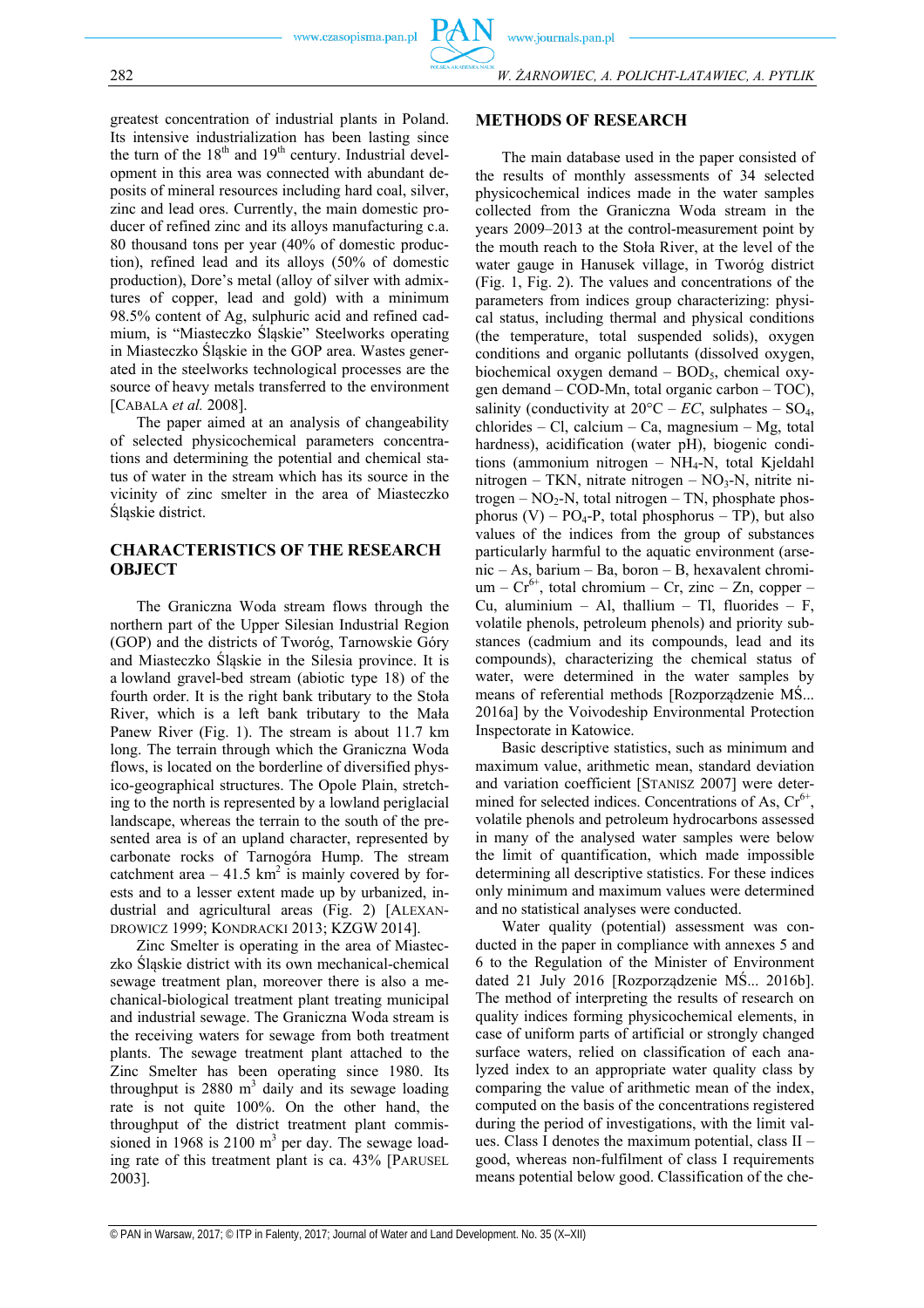greatest concentration of industrial plants in Poland. Its intensive industrialization has been lasting since the turn of the 18th and 19th century. Industrial development in this area was connected with abundant deposits of mineral resources including hard coal, silver, zinc and lead ores. Currently, the main domestic producer of refined zinc and its alloys manufacturing c.a. 80 thousand tons per year (40% of domestic production), refined lead and its alloys (50% of domestic production), Dore's metal (alloy of silver with admixtures of copper, lead and gold) with a minimum 98.5% content of Ag, sulphuric acid and refined cadmium, is "Miasteczko Śląskie" Steelworks operating in Miasteczko Śląskie in the GOP area. Wastes generated in the steelworks technological processes are the source of heavy metals transferred to the environment [CABALA *et al.* 2008].

The paper aimed at an analysis of changeability of selected physicochemical parameters concentrations and determining the potential and chemical status of water in the stream which has its source in the vicinity of zinc smelter in the area of Miasteczko Śląskie district.

## CHARACTERISTICS OF THE RESEARCH OBJECT

The Graniczna Woda stream flows through the northern part of the Upper Silesian Industrial Region (GOP) and the districts of Tworóg, Tarnowskie Góry and Miasteczko Śląskie in the Silesia province. It is a lowland gravel-bed stream (abiotic type 18) of the fourth order. It is the right bank tributary to the Stoła River, which is a left bank tributary to the Mała Panew River (Fig. 1). The stream is about 11.7 km long. The terrain through which the Graniczna Woda flows, is located on the borderline of diversified physico-geographical structures. The Opole Plain, stretching to the north is represented by a lowland periglacial landscape, whereas the terrain to the south of the presented area is of an upland character, represented by carbonate rocks of Tarnogóra Hump. The stream catchment area – 41.5 km$^2$ is mainly covered by forests and to a lesser extent made up by urbanized, industrial and agricultural areas (Fig. 2) [ALEXANDROWICZ 1999; KONDRACKI 2013; KZGW 2014].

Zinc Smelter is operating in the area of Miasteczko Śląskie district with its own mechanical-chemical sewage treatment plan, moreover there is also a mechanical-biological treatment plant treating municipal and industrial sewage. The Graniczna Woda stream is the receiving waters for sewage from both treatment plants. The sewage treatment plant attached to the Zinc Smelter has been operating since 1980. Its throughput is 2880 m$^3$ daily and its sewage loading rate is not quite 100%. On the other hand, the throughput of the district treatment plant commissioned in 1968 is 2100 m$^3$ per day. The sewage loading rate of this treatment plant is ca. 43% [PARUSEL 2003].

## METHODS OF RESEARCH

The main database used in the paper consisted of the results of monthly assessments of 34 selected physicochemical indices made in the water samples collected from the Graniczna Woda stream in the years 2009–2013 at the control-measurement point by the mouth reach to the Stoła River, at the level of the water gauge in Hanusek village, in Tworóg district (Fig. 1, Fig. 2). The values and concentrations of the parameters from indices group characterizing: physical status, including thermal and physical conditions (the temperature, total suspended solids), oxygen conditions and organic pollutants (dissolved oxygen, biochemical oxygen demand – $BOD_5$, chemical oxygen demand – COD-Mn, total organic carbon – TOC), salinity (conductivity at 20°C – *EC*, sulphates – $SO_4$, chlorides – Cl, calcium – Ca, magnesium – Mg, total hardness), acidification (water pH), biogenic conditions (ammonium nitrogen – $NH_4$-N, total Kjeldahl nitrogen – TKN, nitrate nitrogen – $NO_3$-N, nitrite nitrogen – $NO_2$-N, total nitrogen – TN, phosphate phosphorus (V) – $PO_4$-P, total phosphorus – TP), but also values of the indices from the group of substances particularly harmful to the aquatic environment (arsenic – As, barium – Ba, boron – B, hexavalent chromium – $Cr^{6+}$, total chromium – Cr, zinc – Zn, copper – Cu, aluminium – Al, thallium – Tl, fluorides – F, volatile phenols, petroleum phenols) and priority substances (cadmium and its compounds, lead and its compounds), characterizing the chemical status of water, were determined in the water samples by means of referential methods [Rozporządzenie MŚ... 2016a] by the Voivodeship Environmental Protection Inspectorate in Katowice.

Basic descriptive statistics, such as minimum and maximum value, arithmetic mean, standard deviation and variation coefficient [STANISZ 2007] were determined for selected indices. Concentrations of As, $Cr^{6+}$, volatile phenols and petroleum hydrocarbons assessed in many of the analysed water samples were below the limit of quantification, which made impossible determining all descriptive statistics. For these indices only minimum and maximum values were determined and no statistical analyses were conducted.

Water quality (potential) assessment was conducted in the paper in compliance with annexes 5 and 6 to the Regulation of the Minister of Environment dated 21 July 2016 [Rozporządzenie MŚ... 2016b]. The method of interpreting the results of research on quality indices forming physicochemical elements, in case of uniform parts of artificial or strongly changed surface waters, relied on classification of each analyzed index to an appropriate water quality class by comparing the value of arithmetic mean of the index, computed on the basis of the concentrations registered during the period of investigations, with the limit values. Class I denotes the maximum potential, class II – good, whereas non-fulfilment of class I requirements means potential below good. Classification of the che-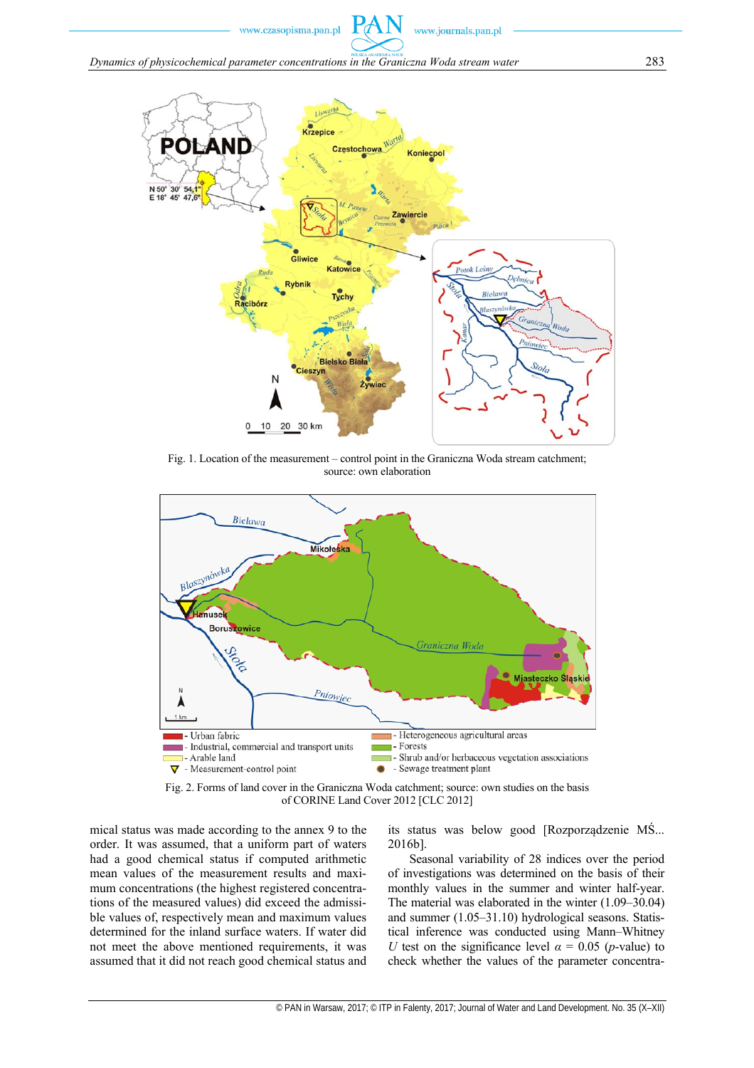Fig. 1. Location of the measurement – control point in the Graniczna Woda stream catchment; source: own elaboration

Fig. 2. Forms of land cover in the Graniczna Woda catchment; source: own studies on the basis of CORINE Land Cover 2012 [CLC 2012]

mical status was made according to the annex 9 to the order. It was assumed, that a uniform part of waters had a good chemical status if computed arithmetic mean values of the measurement results and maximum concentrations (the highest registered concentrations of the measured values) did exceed the admissible values of, respectively mean and maximum values determined for the inland surface waters. If water did not meet the above mentioned requirements, it was assumed that it did not reach good chemical status and its status was below good [Rozporządzenie MŚ... 2016b].

Seasonal variability of 28 indices over the period of investigations was determined on the basis of their monthly values in the summer and winter half-year. The material was elaborated in the winter (1.09–30.04) and summer (1.05–31.10) hydrological seasons. Statistical inference was conducted using Mann–Whitney *U* test on the significance level $\alpha$ = 0.05 (*p*-value) to check whether the values of the parameter concentra-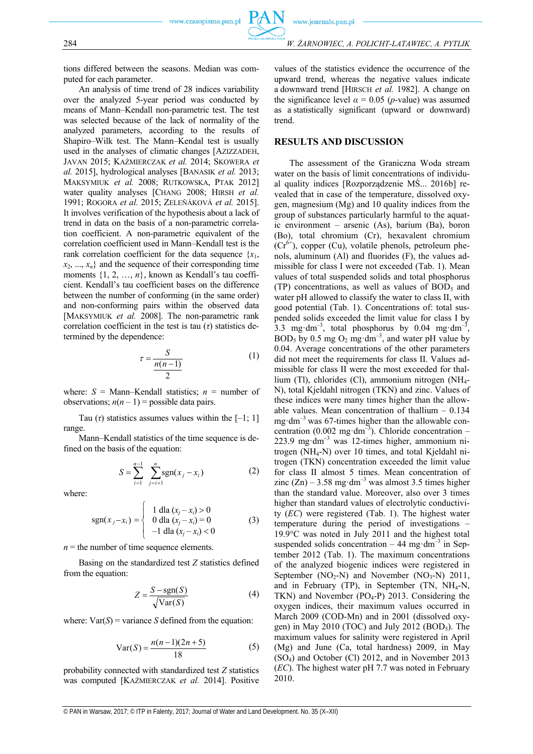tions differed between the seasons. Median was computed for each parameter.

An analysis of time trend of 28 indices variability over the analyzed 5-year period was conducted by means of Mann–Kendall non-parametric test. The test was selected because of the lack of normality of the analyzed parameters, according to the results of Shapiro–Wilk test. The Mann–Kendal test is usually used in the analyses of climatic changes [AZIZZADEH, JAVAN 2015; KAŹMIERCZAK *et al.* 2014; SKOWERA *et al.* 2015], hydrological analyses [BANASIK *et al.* 2013; MAKSYMIUK *et al.* 2008; RUTKOWSKA, PTAK 2012] water quality analyses [CHANG 2008; HIRSH *et al.* 1991; ROGORA *et al.* 2015; ZELEŇÁKOVÁ *et al.* 2015]. It involves verification of the hypothesis about a lack of trend in data on the basis of a non-parametric correlation coefficient. A non-parametric equivalent of the correlation coefficient used in Mann–Kendall test is the rank correlation coefficient for the data sequence $\{x_1, x_2, ..., x_n\}$ and the sequence of their corresponding time moments $\{1, 2, …, n\}$, known as Kendall's tau coefficient. Kendall's tau coefficient bases on the difference between the number of conforming (in the same order) and non-conforming pairs within the observed data [MAKSYMIUK *et al.* 2008]. The non-parametric rank correlation coefficient in the test is tau ($\tau$) statistics determined by the dependence:

$$\tau = \frac{S}{\frac{n(n-1)}{2}} \tag{1}$$

where: $S$ = Mann–Kendall statistics; $n$ = number of observations; $n(n – 1)$ = possible data pairs.

Tau ($\tau$) statistics assumes values within the [–1; 1] range.

Mann–Kendall statistics of the time sequence is defined on the basis of the equation:

$$S = \sum_{i=1}^{n-1} \sum_{j=i+1}^{n} \text{sgn}(x_j - x_i) \tag{2}$$

where:

$$\text{sgn}(x_j - x_i) = \begin{cases} 1 \text{ dla } (x_j - x_i) > 0 \\ 0 \text{ dla } (x_j - x_i) = 0 \\ -1 \text{ dla } (x_j - x_i) < 0 \end{cases} \tag{3}$$

$n$ = the number of time sequence elements.

Basing on the standardized test $Z$ statistics defined from the equation:

$$Z = \frac{S - \text{sgn}(S)}{\sqrt{\text{Var}(S)}} \tag{4}$$

where: $\text{Var}(S)$ = variance $S$ defined from the equation:

$$\text{Var}(S) = \frac{n(n-1)(2n+5)}{18} \tag{5}$$

probability connected with standardized test $Z$ statistics was computed [KAŹMIERCZAK *et al.* 2014]. Positive values of the statistics evidence the occurrence of the upward trend, whereas the negative values indicate a downward trend [HIRSCH *et al.* 1982]. A change on the significance level $\alpha = 0.05$ ($p$-value) was assumed as a statistically significant (upward or downward) trend.

## RESULTS AND DISCUSSION

The assessment of the Graniczna Woda stream water on the basis of limit concentrations of individual quality indices [Rozporządzenie MŚ... 2016b] revealed that in case of the temperature, dissolved oxygen, magnesium (Mg) and 10 quality indices from the group of substances particularly harmful to the aquatic environment – arsenic (As), barium (Ba), boron (Bo), total chromium (Cr), hexavalent chromium ($Cr^{6+}$), copper (Cu), volatile phenols, petroleum phenols, aluminum (Al) and fluorides (F), the values admissible for class I were not exceeded (Tab. 1). Mean values of total suspended solids and total phosphorus (TP) concentrations, as well as values of $BOD_5$ and water pH allowed to classify the water to class II, with good potential (Tab. 1). Concentrations of: total suspended solids exceeded the limit value for class I by 3.3 $mg \cdot dm^{-3}$, total phosphorus by 0.04 $mg \cdot dm^{-3}$, $BOD_5$ by 0.5 mg $O_2$ $mg \cdot dm^{-3}$, and water pH value by 0.04. Average concentrations of the other parameters did not meet the requirements for class II. Values admissible for class II were the most exceeded for thallium (Tl), chlorides (Cl), ammonium nitrogen ($NH_4$-N), total Kjeldahl nitrogen (TKN) and zinc. Values of these indices were many times higher than the allowable values. Mean concentration of thallium – 0.134 $mg \cdot dm^{-3}$ was 67-times higher than the allowable concentration (0.002 $mg \cdot dm^{-3}$). Chloride concentration – 223.9 $mg \cdot dm^{-3}$ was 12-times higher, ammonium nitrogen ($NH_4$-N) over 10 times, and total Kjeldahl nitrogen (TKN) concentration exceeded the limit value for class II almost 5 times. Mean concentration of zinc (Zn) – 3.58 $mg \cdot dm^{-3}$ was almost 3.5 times higher than the standard value. Moreover, also over 3 times higher than standard values of electrolytic conductivity (*EC*) were registered (Tab. 1). The highest water temperature during the period of investigations – 19.9°C was noted in July 2011 and the highest total suspended solids concentration – 44 $mg \cdot dm^{-3}$ in September 2012 (Tab. 1). The maximum concentrations of the analyzed biogenic indices were registered in September ($NO_2$-N) and November ($NO_3$-N) 2011, and in February (TP), in September (TN, $NH_4$-N, TKN) and November ($PO_4$-P) 2013. Considering the oxygen indices, their maximum values occurred in March 2009 (COD-Mn) and in 2001 (dissolved oxygen) in May 2010 (TOC) and July 2012 ($BOD_5$). The maximum values for salinity were registered in April (Mg) and June (Ca, total hardness) 2009, in May ($SO_4$) and October (Cl) 2012, and in November 2013 (*EC*). The highest water pH 7.7 was noted in February 2010.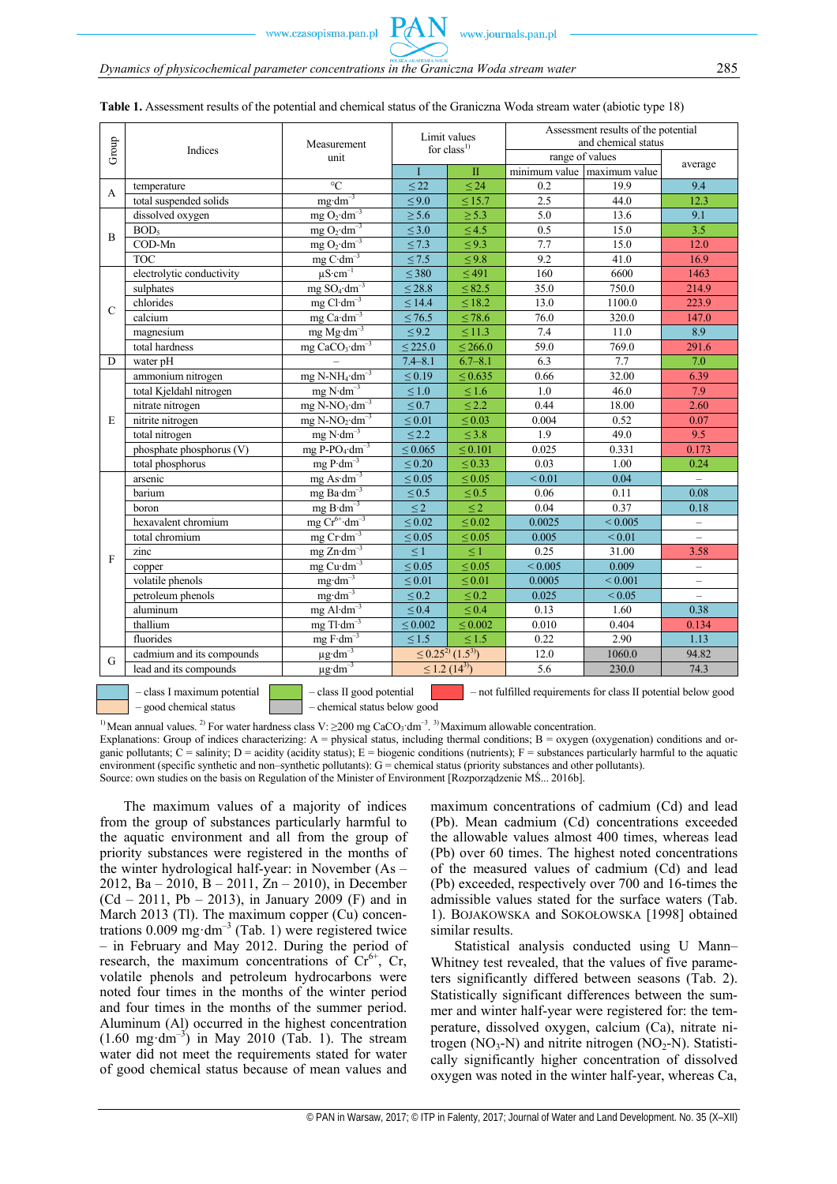**Table 1.** Assessment results of the potential and chemical status of the Graniczna Woda stream water (abiotic type 18)

| Group | Indices | Measurement unit | Limit values for class[1] | | Assessment results of the potential and chemical status | | |
|---|---|---|---|---|---|---|---|
| | | | | | range of values | | average |
| | | | I | II | minimum value | maximum value | |
| A | temperature | °C | ≤ 22 | ≤ 24 | 0.2 | 19.9 | 9.4 |
| | total suspended solids | $mg \cdot dm^{-3}$ | ≤ 9.0 | ≤ 15.7 | 2.5 | 44.0 | 12.3 |
| B | dissolved oxygen | $mg\ O_2 \cdot dm^{-3}$ | ≥ 5.6 | ≥ 5.3 | 5.0 | 13.6 | 9.1 |
| | $BOD_5$ | $mg\ O_2 \cdot dm^{-3}$ | ≤ 3.0 | ≤ 4.5 | 0.5 | 15.0 | 3.5 |
| | COD-Mn | $mg\ O_2 \cdot dm^{-3}$ | ≤ 7.3 | ≤ 9.3 | 7.7 | 15.0 | 12.0 |
| | TOC | $mg\ C \cdot dm^{-3}$ | ≤ 7.5 | ≤ 9.8 | 9.2 | 41.0 | 16.9 |
| C | electrolytic conductivity | $\mu S \cdot cm^{-1}$ | ≤ 380 | ≤ 491 | 160 | 6600 | 1463 |
| | sulphates | $mg\ SO_4 \cdot dm^{-3}$ | ≤ 28.8 | ≤ 82.5 | 35.0 | 750.0 | 214.9 |
| | chlorides | $mg\ Cl \cdot dm^{-3}$ | ≤ 14.4 | ≤ 18.2 | 13.0 | 1100.0 | 223.9 |
| | calcium | $mg\ Ca \cdot dm^{-3}$ | ≤ 76.5 | ≤ 78.6 | 76.0 | 320.0 | 147.0 |
| | magnesium | $mg\ Mg \cdot dm^{-3}$ | ≤ 9.2 | ≤ 11.3 | 7.4 | 11.0 | 8.9 |
| | total hardness | $mg\ CaCO_3 \cdot dm^{-3}$ | ≤ 225.0 | ≤ 266.0 | 59.0 | 769.0 | 291.6 |
| D | water pH | – | 7.4–8.1 | 6.7–8.1 | 6.3 | 7.7 | 7.0 |
| E | ammonium nitrogen | $mg\ N\text{-}NH_4 \cdot dm^{-3}$ | ≤ 0.19 | ≤ 0.635 | 0.66 | 32.00 | 6.39 |
| | total Kjeldahl nitrogen | $mg\ N \cdot dm^{-3}$ | ≤ 1.0 | ≤ 1.6 | 1.0 | 46.0 | 7.9 |
| | nitrate nitrogen | $mg\ N\text{-}NO_3 \cdot dm^{-3}$ | ≤ 0.7 | ≤ 2.2 | 0.44 | 18.00 | 2.60 |
| | nitrite nitrogen | $mg\ N\text{-}NO_2 \cdot dm^{-3}$ | ≤ 0.01 | ≤ 0.03 | 0.004 | 0.52 | 0.07 |
| | total nitrogen | $mg\ N \cdot dm^{-3}$ | ≤ 2.2 | ≤ 3.8 | 1.9 | 49.0 | 9.5 |
| | phosphate phosphorus (V) | $mg\ P\text{-}PO_4 \cdot dm^{-3}$ | ≤ 0.065 | ≤ 0.101 | 0.025 | 0.331 | 0.173 |
| | total phosphorus | $mg\ P \cdot dm^{-3}$ | ≤ 0.20 | ≤ 0.33 | 0.03 | 1.00 | 0.24 |
| F | arsenic | $mg\ As \cdot dm^{-3}$ | ≤ 0.05 | ≤ 0.05 | < 0.01 | 0.04 | – |
| | barium | $mg\ Ba \cdot dm^{-3}$ | ≤ 0.5 | ≤ 0.5 | 0.06 | 0.11 | 0.08 |
| | boron | $mg\ B \cdot dm^{-3}$ | ≤ 2 | ≤ 2 | 0.04 | 0.37 | 0.18 |
| | hexavalent chromium | $mg\ Cr^{6+} \cdot dm^{-3}$ | ≤ 0.02 | ≤ 0.02 | 0.0025 | < 0.005 | – |
| | total chromium | $mg\ Cr \cdot dm^{-3}$ | ≤ 0.05 | ≤ 0.05 | 0.005 | < 0.01 | – |
| | zinc | $mg\ Zn \cdot dm^{-3}$ | ≤ 1 | ≤ 1 | 0.25 | 31.00 | 3.58 |
| | copper | $mg\ Cu \cdot dm^{-3}$ | ≤ 0.05 | ≤ 0.05 | < 0.005 | 0.009 | – |
| | volatile phenols | $mg \cdot dm^{-3}$ | ≤ 0.01 | ≤ 0.01 | 0.0005 | < 0.001 | – |
| | petroleum phenols | $mg \cdot dm^{-3}$ | ≤ 0.2 | ≤ 0.2 | 0.025 | < 0.05 | – |
| | aluminum | $mg\ Al \cdot dm^{-3}$ | ≤ 0.4 | ≤ 0.4 | 0.13 | 1.60 | 0.38 |
| | thallium | $mg\ Tl \cdot dm^{-3}$ | ≤ 0.002 | ≤ 0.002 | 0.010 | 0.404 | 0.134 |
| | fluorides | $mg\ F \cdot dm^{-3}$ | ≤ 1.5 | ≤ 1.5 | 0.22 | 2.90 | 1.13 |
| G | cadmium and its compounds | $\mu g \cdot dm^{-3}$ | ≤ 0.25[2] (1.5[3]) | | 12.0 | 1060.0 | 94.82 |
| | lead and its compounds | $\mu g \cdot dm^{-3}$ | ≤ 1.2 (14[3]) | | 5.6 | 230.0 | 74.3 |

Legend: – class I maximum potential; – good chemical status; – class II good potential; – chemical status below good; – not fulfilled requirements for class II potential below good

[1] Mean annual values. [2] For water hardness class V: ≥200 mg $CaCO_3 \cdot dm^{-3}$. [3] Maximum allowable concentration.

Explanations: Group of indices characterizing: A = physical status, including thermal conditions; B = oxygen (oxygenation) conditions and organic pollutants; C = salinity; D = acidity (acidity status); E = biogenic conditions (nutrients); F = substances particularly harmful to the aquatic environment (specific synthetic and non–synthetic pollutants): G = chemical status (priority substances and other pollutants).

Source: own studies on the basis on Regulation of the Minister of Environment [Rozporządzenie MŚ... 2016b].

The maximum values of a majority of indices from the group of substances particularly harmful to the aquatic environment and all from the group of priority substances were registered in the months of the winter hydrological half-year: in November (As – 2012, Ba – 2010, B – 2011, Zn – 2010), in December (Cd – 2011, Pb – 2013), in January 2009 (F) and in March 2013 (Tl). The maximum copper (Cu) concentrations 0.009 $mg \cdot dm^{-3}$ (Tab. 1) were registered twice – in February and May 2012. During the period of research, the maximum concentrations of $Cr^{6+}$, Cr, volatile phenols and petroleum hydrocarbons were noted four times in the months of the winter period and four times in the months of the summer period. Aluminum (Al) occurred in the highest concentration (1.60 $mg \cdot dm^{-3}$) in May 2010 (Tab. 1). The stream water did not meet the requirements stated for water of good chemical status because of mean values and maximum concentrations of cadmium (Cd) and lead (Pb). Mean cadmium (Cd) concentrations exceeded the allowable values almost 400 times, whereas lead (Pb) over 60 times. The highest noted concentrations of the measured values of cadmium (Cd) and lead (Pb) exceeded, respectively over 700 and 16-times the admissible values stated for the surface waters (Tab. 1). BOJAKOWSKA and SOKOŁOWSKA [1998] obtained similar results.

Statistical analysis conducted using U Mann–Whitney test revealed, that the values of five parameters significantly differed between seasons (Tab. 2). Statistically significant differences between the summer and winter half-year were registered for: the temperature, dissolved oxygen, calcium (Ca), nitrate nitrogen ($NO_3$-N) and nitrite nitrogen ($NO_2$-N). Statistically significantly higher concentration of dissolved oxygen was noted in the winter half-year, whereas Ca,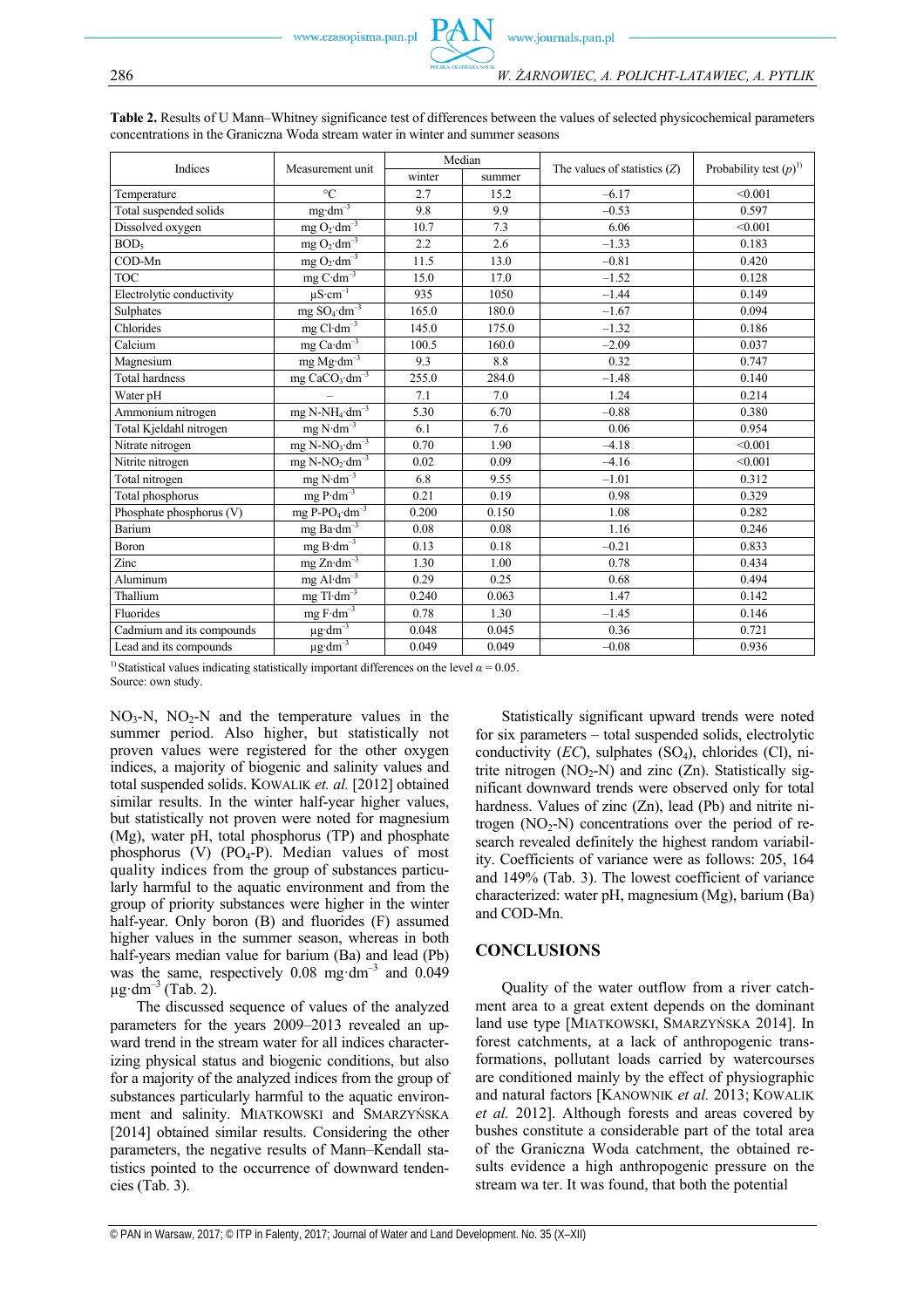**Table 2.** Results of U Mann–Whitney significance test of differences between the values of selected physicochemical parameters concentrations in the Graniczna Woda stream water in winter and summer seasons

| Indices | Measurement unit | Median | | The values of statistics ($Z$) | Probability test ($p$)[1] |
|---|---|---|---|---|---|
| | | winter | summer | | |
| Temperature | °C | 2.7 | 15.2 | –6.17 | <0.001 |
| Total suspended solids | $mg \cdot dm^{-3}$ | 9.8 | 9.9 | –0.53 | 0.597 |
| Dissolved oxygen | $mg\ O_2 \cdot dm^{-3}$ | 10.7 | 7.3 | 6.06 | <0.001 |
| $BOD_5$ | $mg\ O_2 \cdot dm^{-3}$ | 2.2 | 2.6 | –1.33 | 0.183 |
| COD-Mn | $mg\ O_2 \cdot dm^{-3}$ | 11.5 | 13.0 | –0.81 | 0.420 |
| TOC | $mg\ C \cdot dm^{-3}$ | 15.0 | 17.0 | –1.52 | 0.128 |
| Electrolytic conductivity | $\mu S \cdot cm^{-1}$ | 935 | 1050 | –1.44 | 0.149 |
| Sulphates | $mg\ SO_4 \cdot dm^{-3}$ | 165.0 | 180.0 | –1.67 | 0.094 |
| Chlorides | $mg\ Cl \cdot dm^{-3}$ | 145.0 | 175.0 | –1.32 | 0.186 |
| Calcium | $mg\ Ca \cdot dm^{-3}$ | 100.5 | 160.0 | –2.09 | 0.037 |
| Magnesium | $mg\ Mg \cdot dm^{-3}$ | 9.3 | 8.8 | 0.32 | 0.747 |
| Total hardness | $mg\ CaCO_3 \cdot dm^{-3}$ | 255.0 | 284.0 | –1.48 | 0.140 |
| Water pH | – | 7.1 | 7.0 | 1.24 | 0.214 |
| Ammonium nitrogen | $mg\ N\text{-}NH_4 \cdot dm^{-3}$ | 5.30 | 6.70 | –0.88 | 0.380 |
| Total Kjeldahl nitrogen | $mg\ N \cdot dm^{-3}$ | 6.1 | 7.6 | 0.06 | 0.954 |
| Nitrate nitrogen | $mg\ N\text{-}NO_3 \cdot dm^{-3}$ | 0.70 | 1.90 | –4.18 | <0.001 |
| Nitrite nitrogen | $mg\ N\text{-}NO_2 \cdot dm^{-3}$ | 0.02 | 0.09 | –4.16 | <0.001 |
| Total nitrogen | $mg\ N \cdot dm^{-3}$ | 6.8 | 9.55 | –1.01 | 0.312 |
| Total phosphorus | $mg\ P \cdot dm^{-3}$ | 0.21 | 0.19 | 0.98 | 0.329 |
| Phosphate phosphorus (V) | $mg\ P\text{-}PO_4 \cdot dm^{-3}$ | 0.200 | 0.150 | 1.08 | 0.282 |
| Barium | $mg\ Ba \cdot dm^{-3}$ | 0.08 | 0.08 | 1.16 | 0.246 |
| Boron | $mg\ B \cdot dm^{-3}$ | 0.13 | 0.18 | –0.21 | 0.833 |
| Zinc | $mg\ Zn \cdot dm^{-3}$ | 1.30 | 1.00 | 0.78 | 0.434 |
| Aluminum | $mg\ Al \cdot dm^{-3}$ | 0.29 | 0.25 | 0.68 | 0.494 |
| Thallium | $mg\ Tl \cdot dm^{-3}$ | 0.240 | 0.063 | 1.47 | 0.142 |
| Fluorides | $mg\ F \cdot dm^{-3}$ | 0.78 | 1.30 | –1.45 | 0.146 |
| Cadmium and its compounds | $\mu g \cdot dm^{-3}$ | 0.048 | 0.045 | 0.36 | 0.721 |
| Lead and its compounds | $\mu g \cdot dm^{-3}$ | 0.049 | 0.049 | –0.08 | 0.936 |

[1] Statistical values indicating statistically important differences on the level $\alpha = 0.05$.
Source: own study.

$NO_3$-N, $NO_2$-N and the temperature values in the summer period. Also higher, but statistically not proven values were registered for the other oxygen indices, a majority of biogenic and salinity values and total suspended solids. KOWALIK *et. al.* [2012] obtained similar results. In the winter half-year higher values, but statistically not proven were noted for magnesium (Mg), water pH, total phosphorus (TP) and phosphate phosphorus (V) ($PO_4$-P). Median values of most quality indices from the group of substances particularly harmful to the aquatic environment and from the group of priority substances were higher in the winter half-year. Only boron (B) and fluorides (F) assumed higher values in the summer season, whereas in both half-years median value for barium (Ba) and lead (Pb) was the same, respectively 0.08 $mg \cdot dm^{-3}$ and 0.049 $\mu g \cdot dm^{-3}$ (Tab. 2).

The discussed sequence of values of the analyzed parameters for the years 2009–2013 revealed an upward trend in the stream water for all indices characterizing physical status and biogenic conditions, but also for a majority of the analyzed indices from the group of substances particularly harmful to the aquatic environment and salinity. MIATKOWSKI and SMARZYŃSKA [2014] obtained similar results. Considering the other parameters, the negative results of Mann–Kendall statistics pointed to the occurrence of downward tendencies (Tab. 3).

Statistically significant upward trends were noted for six parameters – total suspended solids, electrolytic conductivity (*EC*), sulphates ($SO_4$), chlorides (Cl), nitrite nitrogen ($NO_2$-N) and zinc (Zn). Statistically significant downward trends were observed only for total hardness. Values of zinc (Zn), lead (Pb) and nitrite nitrogen ($NO_2$-N) concentrations over the period of research revealed definitely the highest random variability. Coefficients of variance were as follows: 205, 164 and 149% (Tab. 3). The lowest coefficient of variance characterized: water pH, magnesium (Mg), barium (Ba) and COD-Mn.

## CONCLUSIONS

Quality of the water outflow from a river catchment area to a great extent depends on the dominant land use type [MIATKOWSKI, SMARZYŃSKA 2014]. In forest catchments, at a lack of anthropogenic transformations, pollutant loads carried by watercourses are conditioned mainly by the effect of physiographic and natural factors [KANOWNIK *et al.* 2013; KOWALIK *et al.* 2012]. Although forests and areas covered by bushes constitute a considerable part of the total area of the Graniczna Woda catchment, the obtained results evidence a high anthropogenic pressure on the stream wa ter. It was found, that both the potential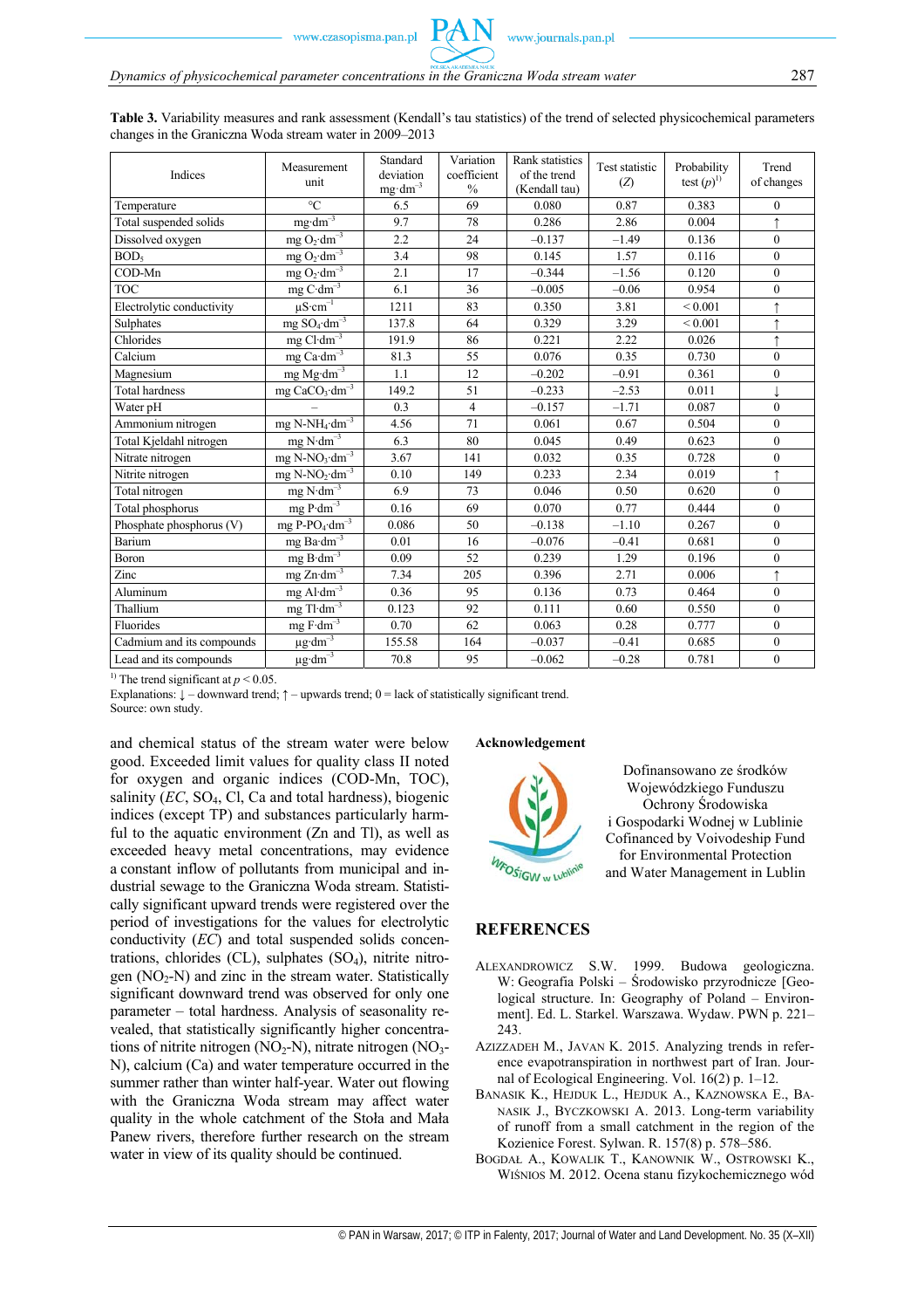**Table 3.** Variability measures and rank assessment (Kendall's tau statistics) of the trend of selected physicochemical parameters changes in the Graniczna Woda stream water in 2009–2013

| Indices | Measurement unit | Standard deviation $mg \cdot dm^{-3}$ | Variation coefficient % | Rank statistics of the trend (Kendall tau) | Test statistic ($Z$) | Probability test ($p$)[1)] | Trend of changes |
|---|---|---|---|---|---|---|---|
| Temperature | °C | 6.5 | 69 | 0.080 | 0.87 | 0.383 | 0 |
| Total suspended solids | $mg \cdot dm^{-3}$ | 9.7 | 78 | 0.286 | 2.86 | 0.004 | ↑ |
| Dissolved oxygen | mg $O_2 \cdot dm^{-3}$ | 2.2 | 24 | –0.137 | –1.49 | 0.136 | 0 |
| $BOD_5$ | mg $O_2 \cdot dm^{-3}$ | 3.4 | 98 | 0.145 | 1.57 | 0.116 | 0 |
| COD-Mn | mg $O_2 \cdot dm^{-3}$ | 2.1 | 17 | –0.344 | –1.56 | 0.120 | 0 |
| TOC | mg $C \cdot dm^{-3}$ | 6.1 | 36 | –0.005 | –0.06 | 0.954 | 0 |
| Electrolytic conductivity | $\mu S \cdot cm^{-1}$ | 1211 | 83 | 0.350 | 3.81 | < 0.001 | ↑ |
| Sulphates | mg $SO_4 \cdot dm^{-3}$ | 137.8 | 64 | 0.329 | 3.29 | < 0.001 | ↑ |
| Chlorides | mg $Cl \cdot dm^{-3}$ | 191.9 | 86 | 0.221 | 2.22 | 0.026 | ↑ |
| Calcium | mg $Ca \cdot dm^{-3}$ | 81.3 | 55 | 0.076 | 0.35 | 0.730 | 0 |
| Magnesium | mg $Mg \cdot dm^{-3}$ | 1.1 | 12 | –0.202 | –0.91 | 0.361 | 0 |
| Total hardness | mg $CaCO_3 \cdot dm^{-3}$ | 149.2 | 51 | –0.233 | –2.53 | 0.011 | ↓ |
| Water pH | – | 0.3 | 4 | –0.157 | –1.71 | 0.087 | 0 |
| Ammonium nitrogen | mg N-$NH_4 \cdot dm^{-3}$ | 4.56 | 71 | 0.061 | 0.67 | 0.504 | 0 |
| Total Kjeldahl nitrogen | mg $N \cdot dm^{-3}$ | 6.3 | 80 | 0.045 | 0.49 | 0.623 | 0 |
| Nitrate nitrogen | mg N-$NO_3 \cdot dm^{-3}$ | 3.67 | 141 | 0.032 | 0.35 | 0.728 | 0 |
| Nitrite nitrogen | mg N-$NO_2 \cdot dm^{-3}$ | 0.10 | 149 | 0.233 | 2.34 | 0.019 | ↑ |
| Total nitrogen | mg $N \cdot dm^{-3}$ | 6.9 | 73 | 0.046 | 0.50 | 0.620 | 0 |
| Total phosphorus | mg $P \cdot dm^{-3}$ | 0.16 | 69 | 0.070 | 0.77 | 0.444 | 0 |
| Phosphate phosphorus (V) | mg P-$PO_4 \cdot dm^{-3}$ | 0.086 | 50 | –0.138 | –1.10 | 0.267 | 0 |
| Barium | mg $Ba \cdot dm^{-3}$ | 0.01 | 16 | –0.076 | –0.41 | 0.681 | 0 |
| Boron | mg $B \cdot dm^{-3}$ | 0.09 | 52 | 0.239 | 1.29 | 0.196 | 0 |
| Zinc | mg $Zn \cdot dm^{-3}$ | 7.34 | 205 | 0.396 | 2.71 | 0.006 | ↑ |
| Aluminum | mg $Al \cdot dm^{-3}$ | 0.36 | 95 | 0.136 | 0.73 | 0.464 | 0 |
| Thallium | mg $Tl \cdot dm^{-3}$ | 0.123 | 92 | 0.111 | 0.60 | 0.550 | 0 |
| Fluorides | mg $F \cdot dm^{-3}$ | 0.70 | 62 | 0.063 | 0.28 | 0.777 | 0 |
| Cadmium and its compounds | $\mu g \cdot dm^{-3}$ | 155.58 | 164 | –0.037 | –0.41 | 0.685 | 0 |
| Lead and its compounds | $\mu g \cdot dm^{-3}$ | 70.8 | 95 | –0.062 | –0.28 | 0.781 | 0 |

[1)] The trend significant at $p < 0.05$.
Explanations: ↓ – downward trend; ↑ – upwards trend; 0 = lack of statistically significant trend.
Source: own study.

and chemical status of the stream water were below good. Exceeded limit values for quality class II noted for oxygen and organic indices (COD-Mn, TOC), salinity ($EC$, $SO_4$, Cl, Ca and total hardness), biogenic indices (except TP) and substances particularly harmful to the aquatic environment (Zn and Tl), as well as exceeded heavy metal concentrations, may evidence a constant inflow of pollutants from municipal and industrial sewage to the Graniczna Woda stream. Statistically significant upward trends were registered over the period of investigations for the values for electrolytic conductivity ($EC$) and total suspended solids concentrations, chlorides (CL), sulphates ($SO_4$), nitrite nitrogen ($NO_2$-N) and zinc in the stream water. Statistically significant downward trend was observed for only one parameter – total hardness. Analysis of seasonality revealed, that statistically higher concentrations of nitrite nitrogen ($NO_2$-N), nitrate nitrogen ($NO_3$-N), calcium (Ca) and water temperature occurred in the summer rather than winter half-year. Water out flowing with the Graniczna Woda stream may affect water quality in the whole catchment of the Stoła and Mała Panew rivers, therefore further research on the stream water in view of its quality should be continued.

**Acknowledgement**

Dofinansowano ze środków Wojewódzkiego Funduszu Ochrony Środowiska i Gospodarki Wodnej w Lublinie
Cofinanced by Voivodeship Fund for Environmental Protection and Water Management in Lublin

## REFERENCES

ALEXANDROWICZ S.W. 1999. Budowa geologiczna. W: Geografia Polski – Środowisko przyrodnicze [Geological structure. In: Geography of Poland – Environment]. Ed. L. Starkel. Warszawa. Wydaw. PWN p. 221–243.

AZIZZADEH M., JAVAN K. 2015. Analyzing trends in reference evapotranspiration in northwest part of Iran. Journal of Ecological Engineering. Vol. 16(2) p. 1–12.

BANASIK K., HEJDUK L., HEJDUK A., KAZNOWSKA E., BANASIK J., BYCZKOWSKI A. 2013. Long-term variability of runoff from a small catchment in the region of the Kozienice Forest. Sylwan. R. 157(8) p. 578–586.

BOGDAŁ A., KOWALIK T., KANOWNIK W., OSTROWSKI K., WIŚNIOS M. 2012. Ocena stanu fizykochemicznego wód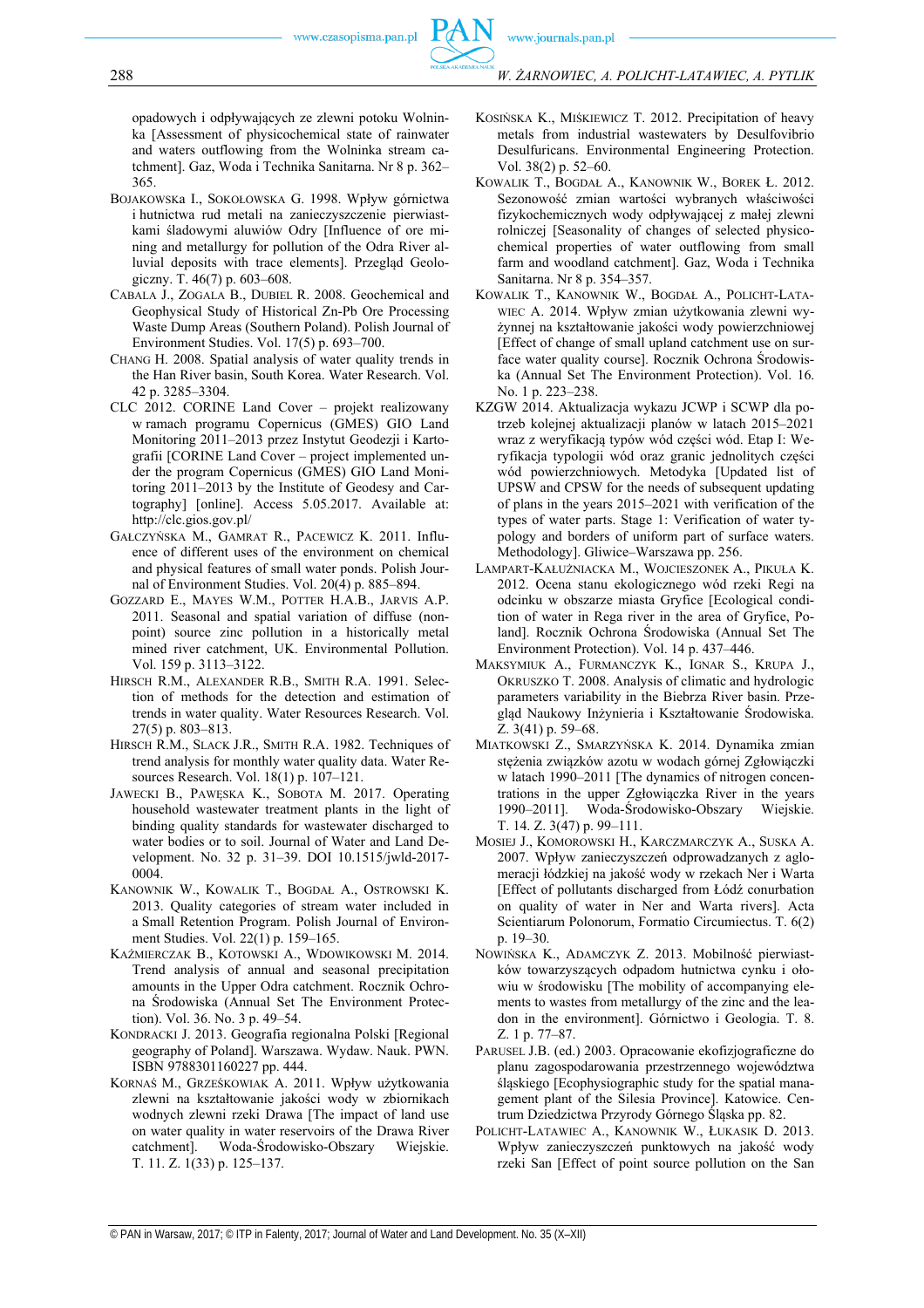opadowych i odpływających ze zlewni potoku Wolninka [Assessment of physicochemical state of rainwater and waters outflowing from the Wolninka stream catchment]. Gaz, Woda i Technika Sanitarna. Nr 8 p. 362–365.

BOJAKOWSKA I., SOKOŁOWSKA G. 1998. Wpływ górnictwa i hutnictwa rud metali na zanieczyszczenie pierwiastkami śladowymi aluwiów Odry [Influence of ore mining and metallurgy for pollution of the Odra River aluvial deposits with trace elements]. Przegląd Geologiczny. T. 46(7) p. 603–608.

CABALA J., ZOGALA B., DUBIEL R. 2008. Geochemical and Geophysical Study of Historical Zn-Pb Ore Processing Waste Dump Areas (Southern Poland). Polish Journal of Environment Studies. Vol. 17(5) p. 693–700.

CHANG H. 2008. Spatial analysis of water quality trends in the Han River basin, South Korea. Water Research. Vol. 42 p. 3285–3304.

CLC 2012. CORINE Land Cover – projekt realizowany w ramach programu Copernicus (GMES) GIO Land Monitoring 2011–2013 przez Instytut Geodezji i Kartografii [CORINE Land Cover – project implemented under the program Copernicus (GMES) GIO Land Monitoring 2011–2013 by the Institute of Geodesy and Cartography] [online]. Access 5.05.2017. Available at: http://clc.gios.gov.pl/

GAŁCZYŃSKA M., GAMRAT R., PACEWICZ K. 2011. Influence of different uses of the environment on chemical and physical features of small water ponds. Polish Journal of Environment Studies. Vol. 20(4) p. 885–894.

GOZZARD E., MAYES W.M., POTTER H.A.B., JARVIS A.P. 2011. Seasonal and spatial variation of diffuse (nonpoint) source zinc pollution in a historically metal mined river catchment, UK. Environmental Pollution. Vol. 159 p. 3113–3122.

HIRSCH R.M., ALEXANDER R.B., SMITH R.A. 1991. Selection of methods for the detection and estimation of trends in water quality. Water Resources Research. Vol. 27(5) p. 803–813.

HIRSCH R.M., SLACK J.R., SMITH R.A. 1982. Techniques of trend analysis for monthly water quality data. Water Resources Research. Vol. 18(1) p. 107–121.

JAWECKI B., PAWĘSKA K., SOBOTA M. 2017. Operating household wastewater treatment plants in the light of binding quality standards for wastewater discharged to water bodies or to soil. Journal of Water and Land Development. No. 32 p. 31–39. DOI 10.1515/jwld-2017-0004.

KANOWNIK W., KOWALIK T., BOGDAŁ A., OSTROWSKI K. 2013. Quality categories of stream water included in a Small Retention Program. Polish Journal of Environment Studies. Vol. 22(1) p. 159–165.

KAŹMIERCZAK B., KOTOWSKI A., WDOWIKOWSKI M. 2014. Trend analysis of annual and seasonal precipitation amounts in the Upper Odra catchment. Rocznik Ochrona Środowiska (Annual Set The Environment Protection). Vol. 36. No. 3 p. 49–54.

KONDRACKI J. 2013. Geografia regionalna Polski [Regional geography of Poland]. Warszawa. Wydaw. Nauk. PWN. ISBN 9788301160227 pp. 444.

KORNAŚ M., GRZEŚKOWIAK A. 2011. Wpływ użytkowania zlewni na kształtowanie jakości wody w zbiornikach wodnych zlewni rzeki Drawa [The impact of land use on water quality in water reservoirs of the Drawa River catchment]. Woda-Środowisko-Obszary Wiejskie. T. 11. Z. 1(33) p. 125–137.

KOSIŃSKA K., MIŚKIEWICZ T. 2012. Precipitation of heavy metals from industrial wastewaters by Desulfovibrio Desulfuricans. Environmental Engineering Protection. Vol. 38(2) p. 52–60.

KOWALIK T., BOGDAŁ A., KANOWNIK W., BOREK Ł. 2012. Sezonowość zmian wartości wybranych właściwości fizykochemicznych wody odpływającej z małej zlewni rolniczej [Seasonality of changes of selected physicochemical properties of water outflowing from small farm and woodland catchment]. Gaz, Woda i Technika Sanitarna. Nr 8 p. 354–357.

KOWALIK T., KANOWNIK W., BOGDAŁ A., POLICHT-LATAWIEC A. 2014. Wpływ zmian użytkowania zlewni wyżynnej na kształtowanie jakości wody powierzchniowej [Effect of change of small upland catchment use on surface water quality course]. Rocznik Ochrona Środowiska (Annual Set The Environment Protection). Vol. 16. No. 1 p. 223–238.

KZGW 2014. Aktualizacja wykazu JCWP i SCWP dla potrzeb kolejnej aktualizacji planów w latach 2015–2021 wraz z weryfikacją typów wód części wód. Etap I: Weryfikacja typologii wód oraz granic jednolitych części wód powierzchniowych. Metodyka [Updated list of UPSW and CPSW for the needs of subsequent updating of plans in the years 2015–2021 with verification of the types of water parts. Stage 1: Verification of water typology and borders of uniform part of surface waters. Methodology]. Gliwice–Warszawa pp. 256.

LAMPART-KAŁUŻNIACKA M., WOJCIESZONEK A., PIKUŁA K. 2012. Ocena stanu ekologicznego wód rzeki Regi na odcinku w obszarze miasta Gryfice [Ecological condition of water in Rega river in the area of Gryfice, Poland]. Rocznik Ochrona Środowiska (Annual Set The Environment Protection). Vol. 14 p. 437–446.

MAKSYMIUK A., FURMANCZYK K., IGNAR S., KRUPA J., OKRUSZKO T. 2008. Analysis of climatic and hydrologic parameters variability in the Biebrza River basin. Przegląd Naukowy Inżynieria i Kształtowanie Środowiska. Z. 3(41) p. 59–68.

MIATKOWSKI Z., SMARZYŃSKA K. 2014. Dynamika zmian stężenia związków azotu w wodach górnej Zgłowiączki w latach 1990–2011 [The dynamics of nitrogen concentrations in the upper Zgłowiączka River in the years 1990–2011]. Woda-Środowisko-Obszary Wiejskie. T. 14. Z. 3(47) p. 99–111.

MOSIEJ J., KOMOROWSKI H., KARCZMARCZYK A., SUSKA A. 2007. Wpływ zanieczyszczeń odprowadzanych z aglomeracji łódzkiej na jakość wody w rzekach Ner i Warta [Effect of pollutants discharged from Łódź conurbation on quality of water in Ner and Warta rivers]. Acta Scientiarum Polonorum, Formatio Circumiectus. T. 6(2) p. 19–30.

NOWIŃSKA K., ADAMCZYK Z. 2013. Mobilność pierwiastków towarzyszących odpadom hutnictwa cynku i ołowiu w środowisku [The mobility of accompanying elements to wastes from metallurgy of the zinc and the leadon in the environment]. Górnictwo i Geologia. T. 8. Z. 1 p. 77–87.

PARUSEL J.B. (ed.) 2003. Opracowanie ekofizjograficzne do planu zagospodarowania przestrzennego województwa śląskiego [Ecophysiographic study for the spatial management plant of the Silesia Province]. Katowice. Centrum Dziedzictwa Przyrody Górnego Śląska pp. 82.

POLICHT-LATAWIEC A., KANOWNIK W., ŁUKASIK D. 2013. Wpływ zanieczyszczeń punktowych na jakość wody rzeki San [Effect of point source pollution on the San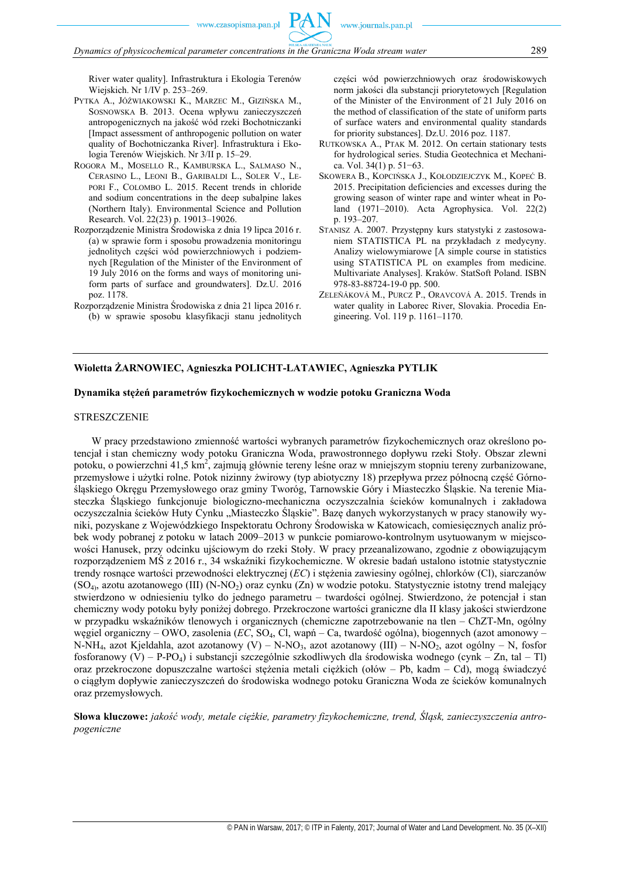River water quality]. Infrastruktura i Ekologia Terenów Wiejskich. Nr 1/IV p. 253–269.

PYTKA A., JÓŹWIAKOWSKI K., MARZEC M., GIZIŃSKA M., SOSNOWSKA B. 2013. Ocena wpływu zanieczyszczeń antropogenicznych na jakość wód rzeki Bochotniczanki [Impact assessment of anthropogenic pollution on water quality of Bochotniczanka River]. Infrastruktura i Ekologia Terenów Wiejskich. Nr 3/II p. 15–29.

ROGORA M., MOSELLO R., KAMBURSKA L., SALMASO N., CERASINO L., LEONI B., GARIBALDI L., SOLER V., LEPORI F., COLOMBO L. 2015. Recent trends in chloride and sodium concentrations in the deep subalpine lakes (Northern Italy). Environmental Science and Pollution Research. Vol. 22(23) p. 19013–19026.

Rozporządzenie Ministra Środowiska z dnia 19 lipca 2016 r. (a) w sprawie form i sposobu prowadzenia monitoringu jednolitych części wód powierzchniowych i podziemnych [Regulation of the Minister of the Environment of 19 July 2016 on the forms and ways of monitoring uniform parts of surface and groundwaters]. Dz.U. 2016 poz. 1178.

Rozporządzenie Ministra Środowiska z dnia 21 lipca 2016 r. (b) w sprawie sposobu klasyfikacji stanu jednolitych części wód powierzchniowych oraz środowiskowych norm jakości dla substancji priorytetowych [Regulation of the Minister of the Environment of 21 July 2016 on the method of classification of the state of uniform parts of surface waters and environmental quality standards for priority substances]. Dz.U. 2016 poz. 1187.

RUTKOWSKA A., PTAK M. 2012. On certain stationary tests for hydrological series. Studia Geotechnica et Mechanica. Vol. 34(1) p. 51−63.

SKOWERA B., KOPCIŃSKA J., KOŁODZIEJCZYK M., KOPEĆ B. 2015. Precipitation deficiencies and excesses during the growing season of winter rape and winter wheat in Poland (1971–2010). Acta Agrophysica. Vol. 22(2) p. 193–207.

STANISZ A. 2007. Przystępny kurs statystyki z zastosowaniem STATISTICA PL na przykładach z medycyny. Analizy wielowymiarowe [A simple course in statistics using STATISTICA PL on examples from medicine. Multivariate Analyses]. Kraków. StatSoft Poland. ISBN 978-83-88724-19-0 pp. 500.

ZELEŇÁKOVÁ M., PURCZ P., ORAVCOVÁ A. 2015. Trends in water quality in Laborec River, Slovakia. Procedia Engineering. Vol. 119 p. 1161–1170.

---

**Wioletta ŻARNOWIEC, Agnieszka POLICHT-LATAWIEC, Agnieszka PYTLIK**

**Dynamika stężeń parametrów fizykochemicznych w wodzie potoku Graniczna Woda**

STRESZCZENIE

W pracy przedstawiono zmienność wartości wybranych parametrów fizykochemicznych oraz określono potencjał i stan chemiczny wody potoku Graniczna Woda, prawostronnego dopływu rzeki Stoły. Obszar zlewni potoku, o powierzchni 41,5 km$^2$, zajmują głównie tereny leśne oraz w mniejszym stopniu tereny zurbanizowane, przemysłowe i użytki rolne. Potok nizinny żwirowy (typ abiotyczny 18) przepływa przez północną część Górnośląskiego Okręgu Przemysłowego oraz gminy Tworóg, Tarnowskie Góry i Miasteczko Śląskie. Na terenie Miasteczka Śląskiego funkcjonuje biologiczno-mechaniczna oczyszczalnia ścieków komunalnych i zakładowa oczyszczalnia ścieków Huty Cynku „Miasteczko Śląskie". Bazę danych wykorzystanych w pracy stanowiły wyniki, pozyskane z Wojewódzkiego Inspektoratu Ochrony Środowiska w Katowicach, comiesięcznych analiz próbek wody pobranej z potoku w latach 2009–2013 w punkcie pomiarowo-kontrolnym usytuowanym w miejscowości Hanusek, przy odcinku ujściowym do rzeki Stoły. W pracy przeanalizowano, zgodnie z obowiązującym rozporządzeniem MŚ z 2016 r., 34 wskaźniki fizykochemiczne. W okresie badań ustalono istotnie statystycznie trendy rosnące wartości przewodności elektrycznej (*EC*) i stężenia zawiesiny ogólnej, chlorków (Cl), siarczanów ($SO_4$), azotu azotanowego (III) ($N\text{-}NO_2$) oraz cynku (Zn) w wodzie potoku. Statystycznie istotny trend malejący stwierdzono w odniesieniu tylko do jednego parametru – twardości ogólnej. Stwierdzono, że potencjał i stan chemiczny wody potoku były poniżej dobrego. Przekroczone wartości graniczne dla II klasy jakości stwierdzone w przypadku wskaźników tlenowych i organicznych (chemiczne zapotrzebowanie na tlen – ChZT-Mn, ogólny węgiel organiczny – OWO, zasolenia (*EC*, $SO_4$, Cl, wapń – Ca, twardość ogólna), biogennych (azot amonowy – $N\text{-}NH_4$, azot Kjeldahla, azot azotanowy (V) – $N\text{-}NO_3$, azot azotanowy (III) – $N\text{-}NO_2$, azot ogólny – N, fosfor fosforanowy (V) – $P\text{-}PO_4$) i substancji szczególnie szkodliwych dla środowiska wodnego (cynk – Zn, tal – Tl) oraz przekroczone dopuszczalne wartości stężenia metali ciężkich (ołów – Pb, kadm – Cd), mogą świadczyć o ciągłym dopływie zanieczyszczeń do środowiska wodnego potoku Graniczna Woda ze ścieków komunalnych oraz przemysłowych.

**Słowa kluczowe:** *jakość wody, metale ciężkie, parametry fizykochemiczne, trend, Śląsk, zanieczyszczenia antropogeniczne*